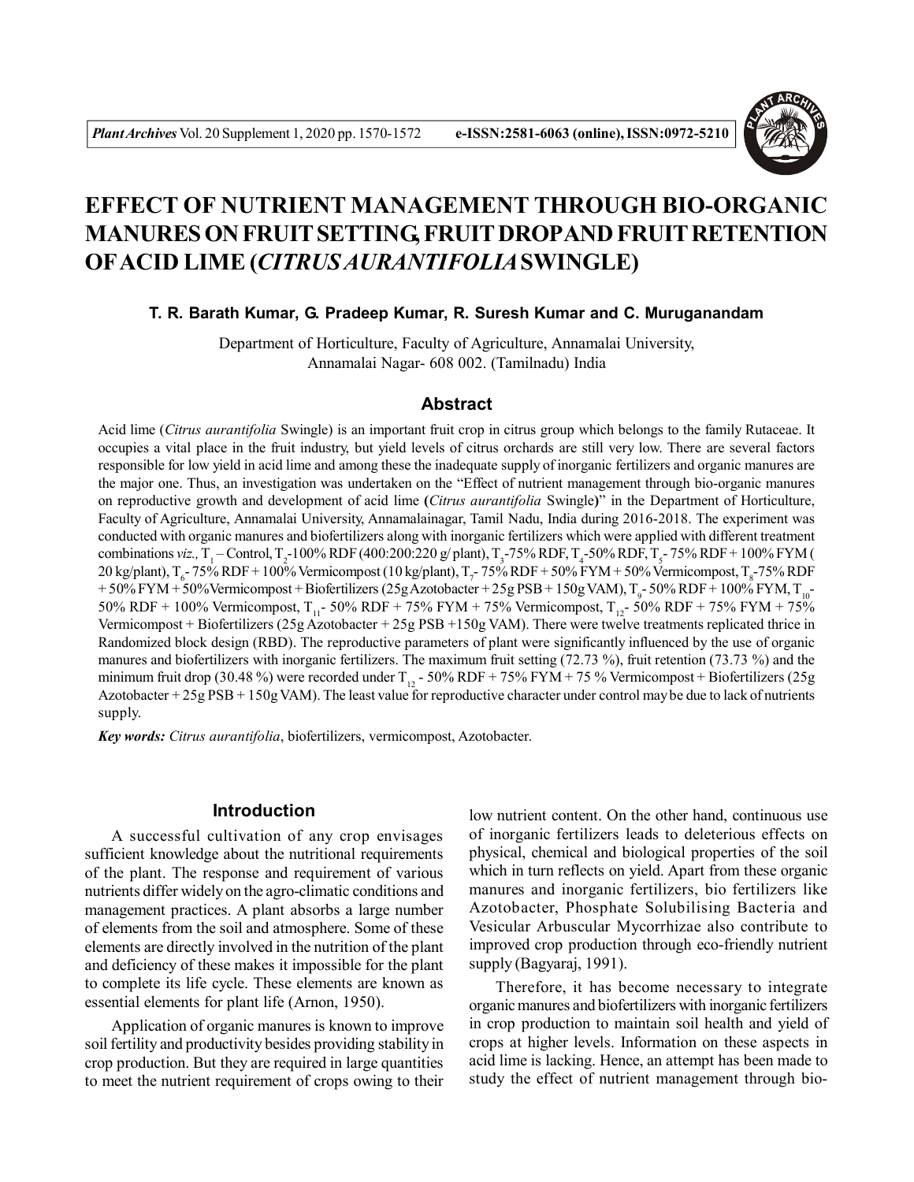# EFFECT OF NUTRIENT MANAGEMENT THROUGH BIO-ORGANIC MANURES ON FRUIT SETTING, FRUIT DROP AND FRUIT RETENTION OF ACID LIME (*CITRUS AURANTIFOLIA* SWINGLE)

**T. R. Barath Kumar, G. Pradeep Kumar, R. Suresh Kumar and C. Muruganandam**

Department of Horticulture, Faculty of Agriculture, Annamalai University, Annamalai Nagar- 608 002. (Tamilnadu) India

## Abstract

Acid lime (*Citrus aurantifolia* Swingle) is an important fruit crop in citrus group which belongs to the family Rutaceae. It occupies a vital place in the fruit industry, but yield levels of citrus orchards are still very low. There are several factors responsible for low yield in acid lime and among these the inadequate supply of inorganic fertilizers and organic manures are the major one. Thus, an investigation was undertaken on the "Effect of nutrient management through bio-organic manures on reproductive growth and development of acid lime **(***Citrus aurantifolia* Swingle**)**" in the Department of Horticulture, Faculty of Agriculture, Annamalai University, Annamalainagar, Tamil Nadu, India during 2016-2018. The experiment was conducted with organic manures and biofertilizers along with inorganic fertilizers which were applied with different treatment combinations *viz.,* $T_1$ – Control, $T_2$-100% RDF (400:200:220 g/ plant), $T_3$-75% RDF, $T_4$-50% RDF, $T_5$- 75% RDF + 100% FYM ( 20 kg/plant), $T_6$- 75% RDF + 100% Vermicompost (10 kg/plant), $T_7$- 75% RDF + 50% FYM + 50% Vermicompost, $T_8$-75% RDF + 50% FYM + 50%Vermicompost + Biofertilizers (25g Azotobacter + 25g PSB + 150g VAM), $T_9$- 50% RDF + 100% FYM, $T_{10}$- 50% RDF + 100% Vermicompost, $T_{11}$- 50% RDF + 75% FYM + 75% Vermicompost, $T_{12}$- 50% RDF + 75% FYM + 75% Vermicompost + Biofertilizers (25g Azotobacter + 25g PSB +150g VAM). There were twelve treatments replicated thrice in Randomized block design (RBD). The reproductive parameters of plant were significantly influenced by the use of organic manures and biofertilizers with inorganic fertilizers. The maximum fruit setting (72.73 %), fruit retention (73.73 %) and the minimum fruit drop (30.48 %) were recorded under $T_{12}$ - 50% RDF + 75% FYM + 75 % Vermicompost + Biofertilizers (25g Azotobacter + 25g PSB + 150g VAM). The least value for reproductive character under control may be due to lack of nutrients supply.

***Key words:*** *Citrus aurantifolia*, biofertilizers, vermicompost, Azotobacter.

## Introduction

A successful cultivation of any crop envisages sufficient knowledge about the nutritional requirements of the plant. The response and requirement of various nutrients differ widely on the agro-climatic conditions and management practices. A plant absorbs a large number of elements from the soil and atmosphere. Some of these elements are directly involved in the nutrition of the plant and deficiency of these makes it impossible for the plant to complete its life cycle. These elements are known as essential elements for plant life (Arnon, 1950).

Application of organic manures is known to improve soil fertility and productivity besides providing stability in crop production. But they are required in large quantities to meet the nutrient requirement of crops owing to their low nutrient content. On the other hand, continuous use of inorganic fertilizers leads to deleterious effects on physical, chemical and biological properties of the soil which in turn reflects on yield. Apart from these organic manures and inorganic fertilizers, bio fertilizers like Azotobacter, Phosphate Solubilising Bacteria and Vesicular Arbuscular Mycorrhizae also contribute to improved crop production through eco-friendly nutrient supply (Bagyaraj, 1991).

Therefore, it has become necessary to integrate organic manures and biofertilizers with inorganic fertilizers in crop production to maintain soil health and yield of crops at higher levels. Information on these aspects in acid lime is lacking. Hence, an attempt has been made to study the effect of nutrient management through bio-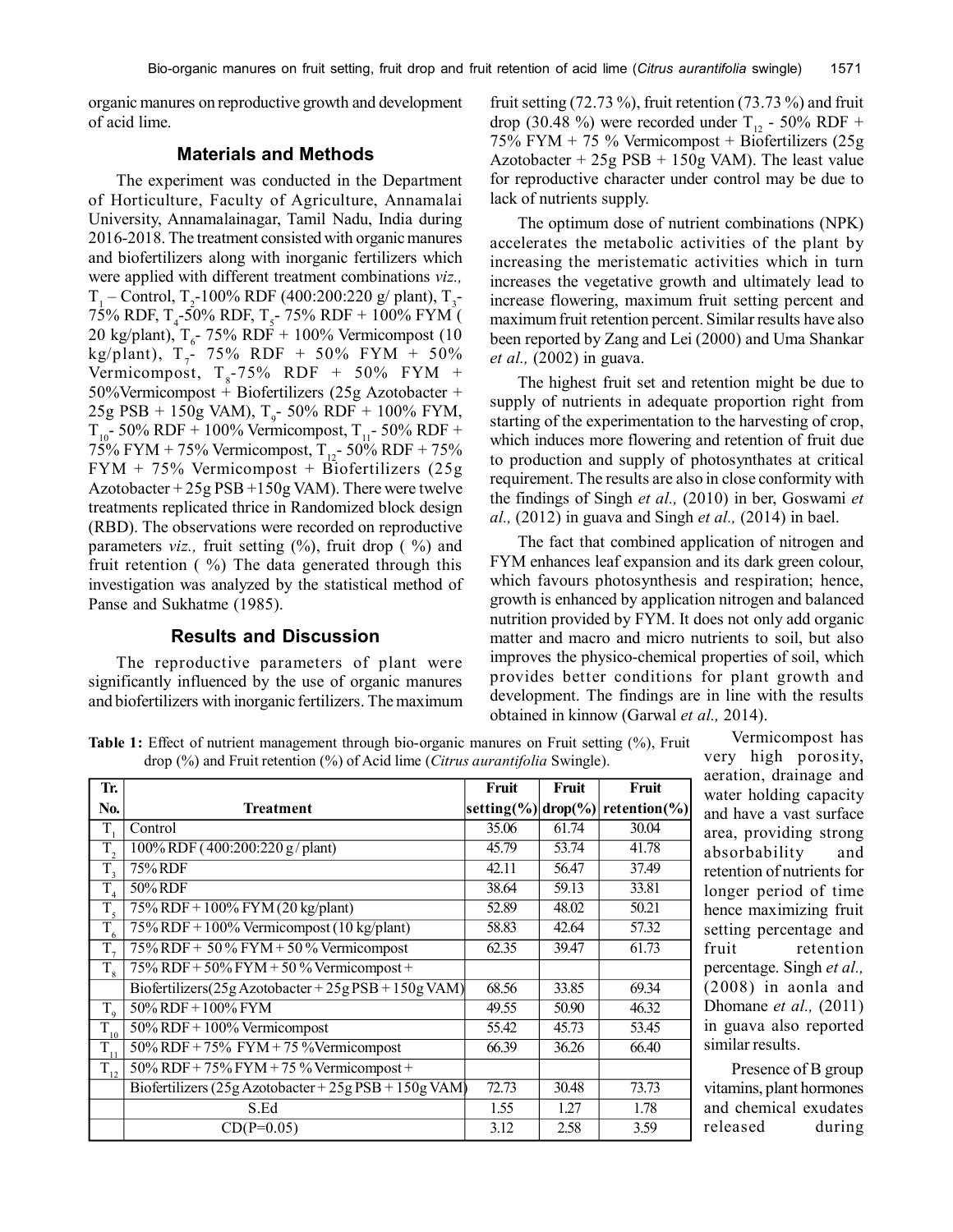organic manures on reproductive growth and development of acid lime.

## Materials and Methods

The experiment was conducted in the Department of Horticulture, Faculty of Agriculture, Annamalai University, Annamalainagar, Tamil Nadu, India during 2016-2018. The treatment consisted with organic manures and biofertilizers along with inorganic fertilizers which were applied with different treatment combinations *viz.,* $T_1$ – Control, $T_2$-100% RDF (400:200:220 g/ plant), $T_3$-75% RDF, $T_4$-50% RDF, $T_5$- 75% RDF + 100% FYM ( 20 kg/plant), $T_6$- 75% RDF + 100% Vermicompost (10 kg/plant), $T_7$- 75% RDF + 50% FYM + 50% Vermicompost, $T_8$-75% RDF + 50% FYM + 50%Vermicompost + Biofertilizers (25g Azotobacter + 25g PSB + 150g VAM), $T_9$- 50% RDF + 100% FYM, $T_{10}$- 50% RDF + 100% Vermicompost, $T_{11}$- 50% RDF + 75% FYM + 75% Vermicompost, $T_{12}$- 50% RDF + 75% FYM + 75% Vermicompost + Biofertilizers (25g Azotobacter + 25g PSB +150g VAM). There were twelve treatments replicated thrice in Randomized block design (RBD). The observations were recorded on reproductive parameters *viz.,* fruit setting (%), fruit drop ( %) and fruit retention ( %) The data generated through this investigation was analyzed by the statistical method of Panse and Sukhatme (1985).

## Results and Discussion

The reproductive parameters of plant were significantly influenced by the use of organic manures and biofertilizers with inorganic fertilizers. The maximum fruit setting (72.73 %), fruit retention (73.73 %) and fruit drop (30.48 %) were recorded under $T_{12}$ - 50% RDF + 75% FYM + 75 % Vermicompost + Biofertilizers (25g Azotobacter + 25g PSB + 150g VAM). The least value for reproductive character under control may be due to lack of nutrients supply.

The optimum dose of nutrient combinations (NPK) accelerates the metabolic activities of the plant by increasing the meristematic activities which in turn increases the vegetative growth and ultimately lead to increase flowering, maximum fruit setting percent and maximum fruit retention percent. Similar results have also been reported by Zang and Lei (2000) and Uma Shankar *et al.,* (2002) in guava.

The highest fruit set and retention might be due to supply of nutrients in adequate proportion right from starting of the experimentation to the harvesting of crop, which induces more flowering and retention of fruit due to production and supply of photosynthates at critical requirement. The results are also in close conformity with the findings of Singh *et al.,* (2010) in ber, Goswami *et al.,* (2012) in guava and Singh *et al.,* (2014) in bael.

The fact that combined application of nitrogen and FYM enhances leaf expansion and its dark green colour, which favours photosynthesis and respiration; hence, growth is enhanced by application nitrogen and balanced nutrition provided by FYM. It does not only add organic matter and macro and micro nutrients to soil, but also improves the physico-chemical properties of soil, which provides better conditions for plant growth and development. The findings are in line with the results obtained in kinnow (Garwal *et al.,* 2014).

**Table 1:** Effect of nutrient management through bio-organic manures on Fruit setting (%), Fruit drop (%) and Fruit retention (%) of Acid lime (*Citrus aurantifolia* Swingle).

| Tr. No. | Treatment | Fruit setting(%) | Fruit drop(%) | Fruit retention(%) |
|---|---|---|---|---|
| $T_1$ | Control | 35.06 | 61.74 | 30.04 |
| $T_2$ | 100% RDF ( 400:200:220 g / plant) | 45.79 | 53.74 | 41.78 |
| $T_3$ | 75% RDF | 42.11 | 56.47 | 37.49 |
| $T_4$ | 50% RDF | 38.64 | 59.13 | 33.81 |
| $T_5$ | 75% RDF + 100% FYM (20 kg/plant) | 52.89 | 48.02 | 50.21 |
| $T_6$ | 75% RDF + 100% Vermicompost (10 kg/plant) | 58.83 | 42.64 | 57.32 |
| $T_7$ | 75% RDF + 50 % FYM + 50 % Vermicompost | 62.35 | 39.47 | 61.73 |
| $T_8$ | 75% RDF + 50% FYM + 50 % Vermicompost + Biofertilizers(25g Azotobacter + 25g PSB + 150g VAM) | 68.56 | 33.85 | 69.34 |
| $T_9$ | 50% RDF + 100% FYM | 49.55 | 50.90 | 46.32 |
| $T_{10}$ | 50% RDF + 100% Vermicompost | 55.42 | 45.73 | 53.45 |
| $T_{11}$ | 50% RDF + 75% FYM + 75 %Vermicompost | 66.39 | 36.26 | 66.40 |
| $T_{12}$ | 50% RDF + 75% FYM + 75 % Vermicompost + Biofertilizers (25g Azotobacter + 25g PSB + 150g VAM) | 72.73 | 30.48 | 73.73 |
| | S.Ed | 1.55 | 1.27 | 1.78 |
| | CD(P=0.05) | 3.12 | 2.58 | 3.59 |

Vermicompost has very high porosity, aeration, drainage and water holding capacity and have a vast surface area, providing strong absorbability and retention of nutrients for longer period of time hence maximizing fruit setting percentage and fruit retention percentage. Singh *et al.,* (2008) in aonla and Dhomane *et al.,* (2011) in guava also reported similar results.

Presence of B group vitamins, plant hormones and chemical exudates released during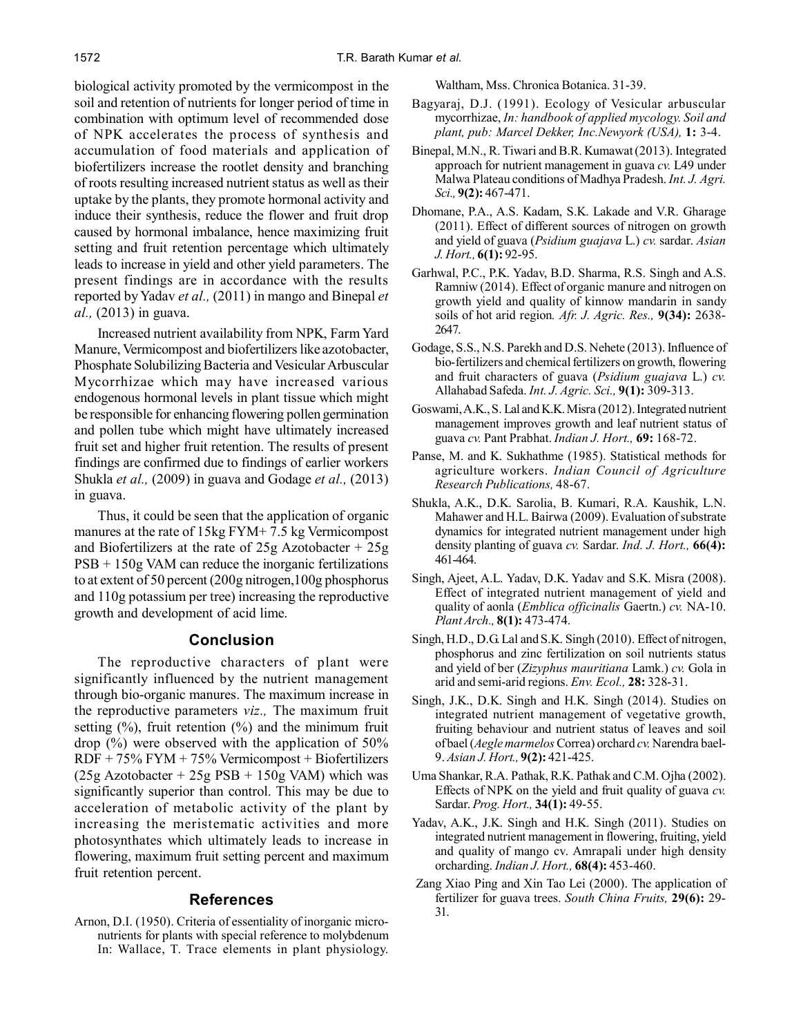biological activity promoted by the vermicompost in the soil and retention of nutrients for longer period of time in combination with optimum level of recommended dose of NPK accelerates the process of synthesis and accumulation of food materials and application of biofertilizers increase the rootlet density and branching of roots resulting increased nutrient status as well as their uptake by the plants, they promote hormonal activity and induce their synthesis, reduce the flower and fruit drop caused by hormonal imbalance, hence maximizing fruit setting and fruit retention percentage which ultimately leads to increase in yield and other yield parameters. The present findings are in accordance with the results reported by Yadav *et al.,* (2011) in mango and Binepal *et al.,* (2013) in guava.

Increased nutrient availability from NPK, Farm Yard Manure, Vermicompost and biofertilizers like azotobacter, Phosphate Solubilizing Bacteria and Vesicular Arbuscular Mycorrhizae which may have increased various endogenous hormonal levels in plant tissue which might be responsible for enhancing flowering pollen germination and pollen tube which might have ultimately increased fruit set and higher fruit retention. The results of present findings are confirmed due to findings of earlier workers Shukla *et al.,* (2009) in guava and Godage *et al.,* (2013) in guava.

Thus, it could be seen that the application of organic manures at the rate of 15kg FYM+ 7.5 kg Vermicompost and Biofertilizers at the rate of 25g Azotobacter + 25g PSB + 150g VAM can reduce the inorganic fertilizations to at extent of 50 percent (200g nitrogen,100g phosphorus and 110g potassium per tree) increasing the reproductive growth and development of acid lime.

## Conclusion

The reproductive characters of plant were significantly influenced by the nutrient management through bio-organic manures. The maximum increase in the reproductive parameters *viz.,* The maximum fruit setting (%), fruit retention (%) and the minimum fruit drop (%) were observed with the application of 50% RDF + 75% FYM + 75% Vermicompost + Biofertilizers (25g Azotobacter + 25g PSB + 150g VAM) which was significantly superior than control. This may be due to acceleration of metabolic activity of the plant by increasing the meristematic activities and more photosynthates which ultimately leads to increase in flowering, maximum fruit setting percent and maximum fruit retention percent.

## References

Arnon, D.I. (1950). Criteria of essentiality of inorganic micro-nutrients for plants with special reference to molybdenum In: Wallace, T. Trace elements in plant physiology. Waltham, Mss. Chronica Botanica. 31-39.

Bagyaraj, D.J. (1991). Ecology of Vesicular arbuscular mycorrhizae, *In: handbook of applied mycology. Soil and plant, pub: Marcel Dekker, Inc.Newyork (USA),* **1:** 3-4.

Binepal, M.N., R. Tiwari and B.R. Kumawat (2013). Integrated approach for nutrient management in guava *cv.* L49 under Malwa Plateau conditions of Madhya Pradesh. *Int. J. Agri. Sci.,* **9(2):** 467-471.

Dhomane, P.A., A.S. Kadam, S.K. Lakade and V.R. Gharage (2011). Effect of different sources of nitrogen on growth and yield of guava (*Psidium guajava* L.) *cv.* sardar. *Asian J. Hort.,* **6(1):** 92-95.

Garhwal, P.C., P.K. Yadav, B.D. Sharma, R.S. Singh and A.S. Ramniw (2014). Effect of organic manure and nitrogen on growth yield and quality of kinnow mandarin in sandy soils of hot arid region. *Afr. J. Agric. Res.,* **9(34):** 2638-2647.

Godage, S.S., N.S. Parekh and D.S. Nehete (2013). Influence of bio-fertilizers and chemical fertilizers on growth, flowering and fruit characters of guava (*Psidium guajava* L.) *cv.* Allahabad Safeda. *Int. J. Agric. Sci.,* **9(1):** 309-313.

Goswami, A.K., S. Lal and K.K. Misra (2012). Integrated nutrient management improves growth and leaf nutrient status of guava *cv.* Pant Prabhat. *Indian J. Hort.,* **69:** 168-72.

Panse, M. and K. Sukhathme (1985). Statistical methods for agriculture workers. *Indian Council of Agriculture Research Publications,* 48-67.

Shukla, A.K., D.K. Sarolia, B. Kumari, R.A. Kaushik, L.N. Mahawer and H.L. Bairwa (2009). Evaluation of substrate dynamics for integrated nutrient management under high density planting of guava *cv.* Sardar. *Ind. J. Hort.,* **66(4):** 461-464.

Singh, Ajeet, A.L. Yadav, D.K. Yadav and S.K. Misra (2008). Effect of integrated nutrient management of yield and quality of aonla (*Emblica officinalis* Gaertn.) *cv.* NA-10. *Plant Arch.,* **8(1):** 473-474.

Singh, H.D., D.G. Lal and S.K. Singh (2010). Effect of nitrogen, phosphorus and zinc fertilization on soil nutrients status and yield of ber (*Zizyphus mauritiana* Lamk.) *cv.* Gola in arid and semi-arid regions. *Env. Ecol.,* **28:** 328-31.

Singh, J.K., D.K. Singh and H.K. Singh (2014). Studies on integrated nutrient management of vegetative growth, fruiting behaviour and nutrient status of leaves and soil of bael (*Aegle marmelos* Correa) orchard *cv.* Narendra bael-9. *Asian J. Hort.,* **9(2):** 421-425.

Uma Shankar, R.A. Pathak, R.K. Pathak and C.M. Ojha (2002). Effects of NPK on the yield and fruit quality of guava *cv.* Sardar. *Prog. Hort.,* **34(1):** 49-55.

Yadav, A.K., J.K. Singh and H.K. Singh (2011). Studies on integrated nutrient management in flowering, fruiting, yield and quality of mango cv. Amrapali under high density orcharding. *Indian J. Hort.,* **68(4):** 453-460.

Zang Xiao Ping and Xin Tao Lei (2000). The application of fertilizer for guava trees. *South China Fruits,* **29(6):** 29-31.